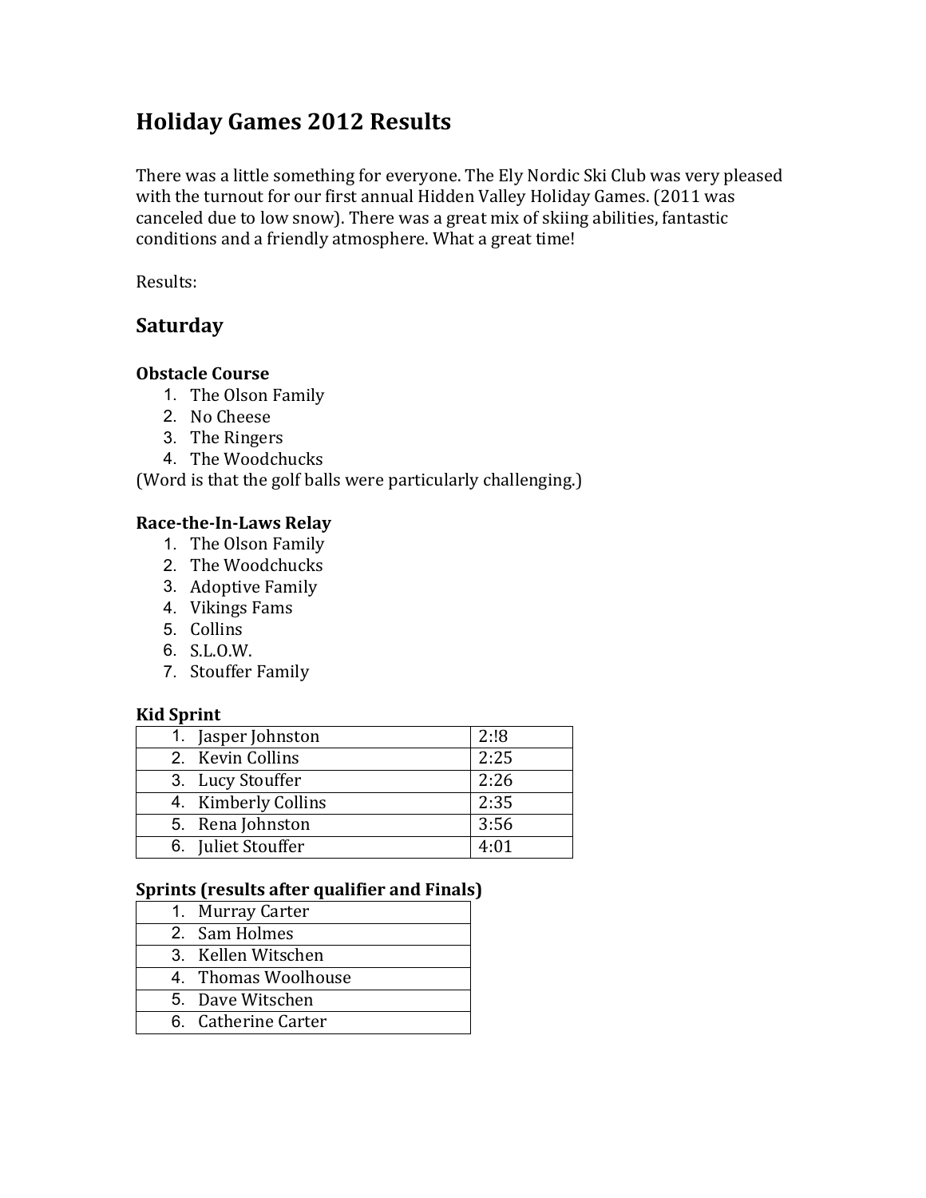# Holiday Games 2012 Results

There was a little something for everyone. The Ely Nordic Ski Club was very pleased with the turnout for our first annual Hidden Valley Holiday Games. (2011 was canceled due to low snow). There was a great mix of skiing abilities, fantastic conditions and a friendly atmosphere. What a great time!

Results:

## Saturday

**Obstacle Course**

1. The Olson Family
2. No Cheese
3. The Ringers
4. The Woodchucks

(Word is that the golf balls were particularly challenging.)

**Race-the-In-Laws Relay**

1. The Olson Family
2. The Woodchucks
3. Adoptive Family
4. Vikings Fams
5. Collins
6. S.L.O.W.
7. Stouffer Family

**Kid Sprint**

| Name | Time |
|---|---|
| 1. Jasper Johnston | 2:!8 |
| 2. Kevin Collins | 2:25 |
| 3. Lucy Stouffer | 2:26 |
| 4. Kimberly Collins | 2:35 |
| 5. Rena Johnston | 3:56 |
| 6. Juliet Stouffer | 4:01 |

**Sprints (results after qualifier and Finals)**

| Name |
|---|
| 1. Murray Carter |
| 2. Sam Holmes |
| 3. Kellen Witschen |
| 4. Thomas Woolhouse |
| 5. Dave Witschen |
| 6. Catherine Carter |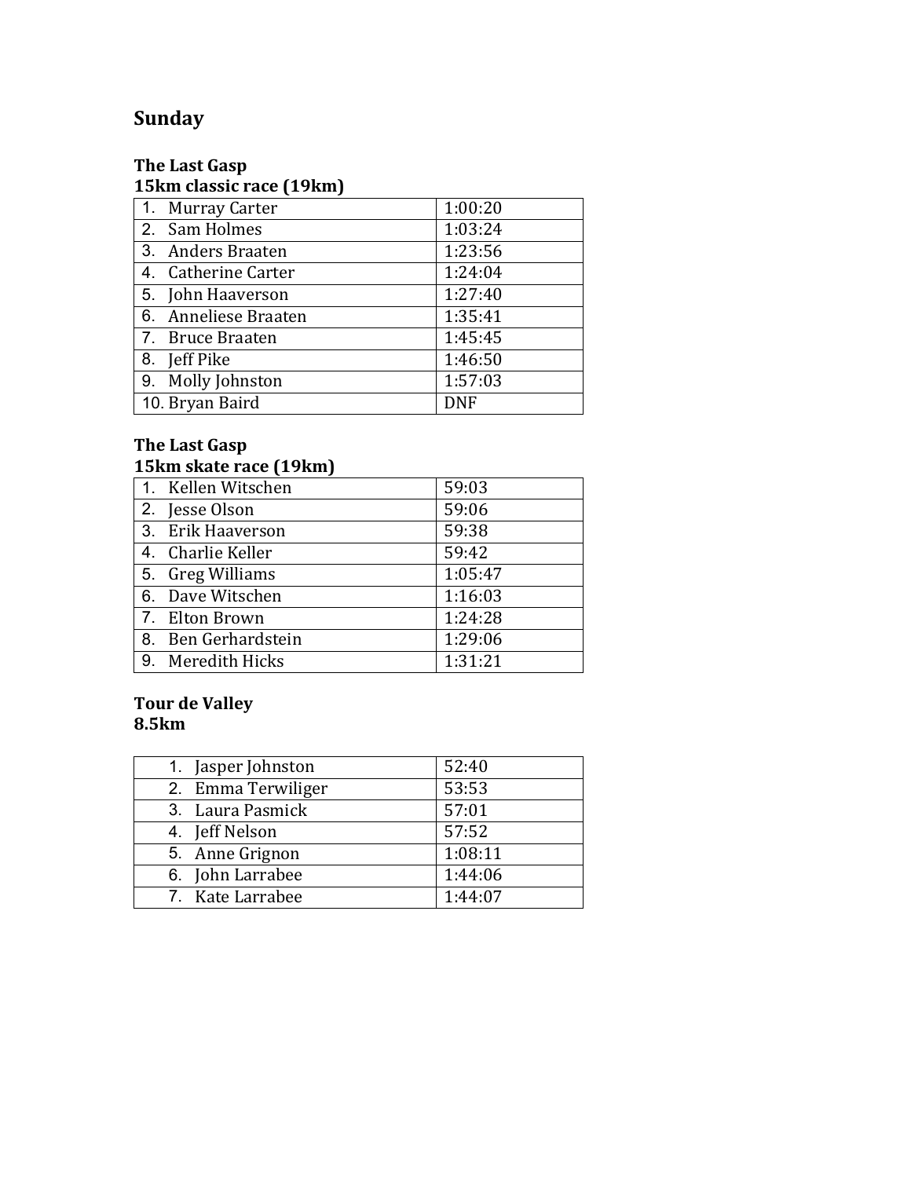## Sunday

### The Last Gasp
### 15km classic race (19km)

| | |
|---|---|
| 1. Murray Carter | 1:00:20 |
| 2. Sam Holmes | 1:03:24 |
| 3. Anders Braaten | 1:23:56 |
| 4. Catherine Carter | 1:24:04 |
| 5. John Haaverson | 1:27:40 |
| 6. Anneliese Braaten | 1:35:41 |
| 7. Bruce Braaten | 1:45:45 |
| 8. Jeff Pike | 1:46:50 |
| 9. Molly Johnston | 1:57:03 |
| 10. Bryan Baird | DNF |

### The Last Gasp
### 15km skate race (19km)

| | |
|---|---|
| 1. Kellen Witschen | 59:03 |
| 2. Jesse Olson | 59:06 |
| 3. Erik Haaverson | 59:38 |
| 4. Charlie Keller | 59:42 |
| 5. Greg Williams | 1:05:47 |
| 6. Dave Witschen | 1:16:03 |
| 7. Elton Brown | 1:24:28 |
| 8. Ben Gerhardstein | 1:29:06 |
| 9. Meredith Hicks | 1:31:21 |

### Tour de Valley
### 8.5km

| | |
|---|---|
| 1. Jasper Johnston | 52:40 |
| 2. Emma Terwiliger | 53:53 |
| 3. Laura Pasmick | 57:01 |
| 4. Jeff Nelson | 57:52 |
| 5. Anne Grignon | 1:08:11 |
| 6. John Larrabee | 1:44:06 |
| 7. Kate Larrabee | 1:44:07 |